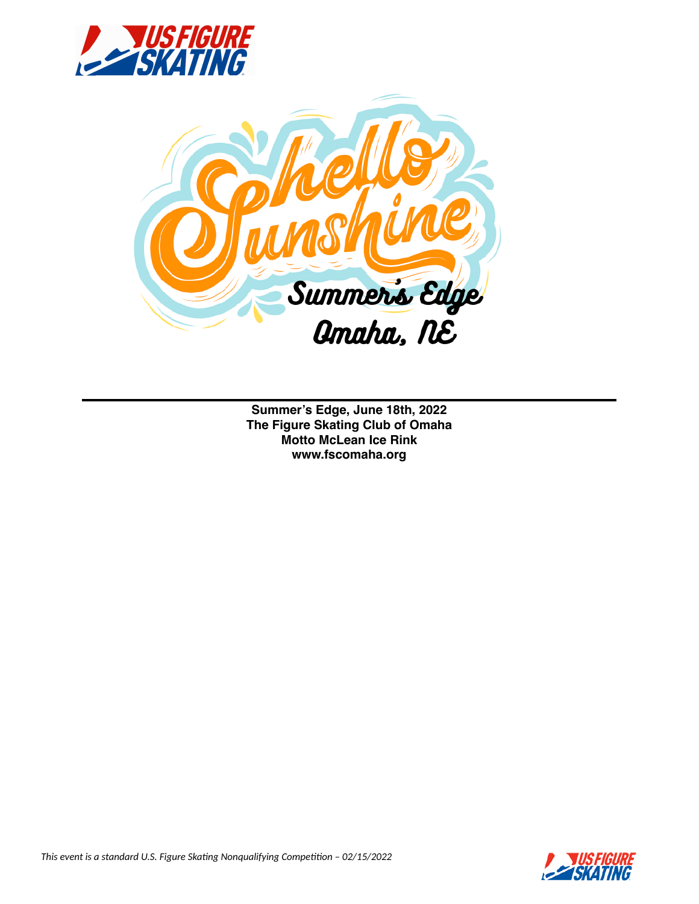# Hello Sunshine

Summer's Edge

Omaha, NE

---

**Summer's Edge, June 18th, 2022**
**The Figure Skating Club of Omaha**
**Motto McLean Ice Rink**
**www.fscomaha.org**

*This event is a standard U.S. Figure Skating Nonqualifying Competition – 02/15/2022*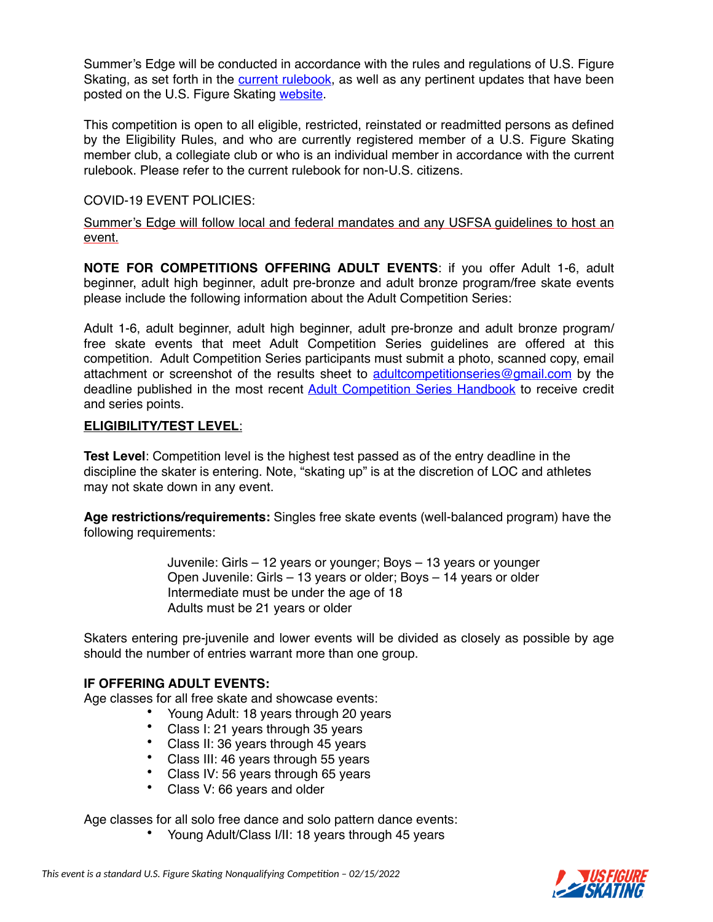Summer's Edge will be conducted in accordance with the rules and regulations of U.S. Figure Skating, as set forth in the current rulebook, as well as any pertinent updates that have been posted on the U.S. Figure Skating website.

This competition is open to all eligible, restricted, reinstated or readmitted persons as defined by the Eligibility Rules, and who are currently registered member of a U.S. Figure Skating member club, a collegiate club or who is an individual member in accordance with the current rulebook. Please refer to the current rulebook for non-U.S. citizens.

COVID-19 EVENT POLICIES:

Summer's Edge will follow local and federal mandates and any USFSA guidelines to host an event.

**NOTE FOR COMPETITIONS OFFERING ADULT EVENTS**: if you offer Adult 1-6, adult beginner, adult high beginner, adult pre-bronze and adult bronze program/free skate events please include the following information about the Adult Competition Series:

Adult 1-6, adult beginner, adult high beginner, adult pre-bronze and adult bronze program/ free skate events that meet Adult Competition Series guidelines are offered at this competition. Adult Competition Series participants must submit a photo, scanned copy, email attachment or screenshot of the results sheet to adultcompetitionseries@gmail.com by the deadline published in the most recent Adult Competition Series Handbook to receive credit and series points.

**ELIGIBILITY/TEST LEVEL**:

**Test Level**: Competition level is the highest test passed as of the entry deadline in the discipline the skater is entering. Note, "skating up" is at the discretion of LOC and athletes may not skate down in any event.

**Age restrictions/requirements:** Singles free skate events (well-balanced program) have the following requirements:

Juvenile: Girls – 12 years or younger; Boys – 13 years or younger
Open Juvenile: Girls – 13 years or older; Boys – 14 years or older
Intermediate must be under the age of 18
Adults must be 21 years or older

Skaters entering pre-juvenile and lower events will be divided as closely as possible by age should the number of entries warrant more than one group.

**IF OFFERING ADULT EVENTS:**
Age classes for all free skate and showcase events:

- Young Adult: 18 years through 20 years
- Class I: 21 years through 35 years
- Class II: 36 years through 45 years
- Class III: 46 years through 55 years
- Class IV: 56 years through 65 years
- Class V: 66 years and older

Age classes for all solo free dance and solo pattern dance events:

- Young Adult/Class I/II: 18 years through 45 years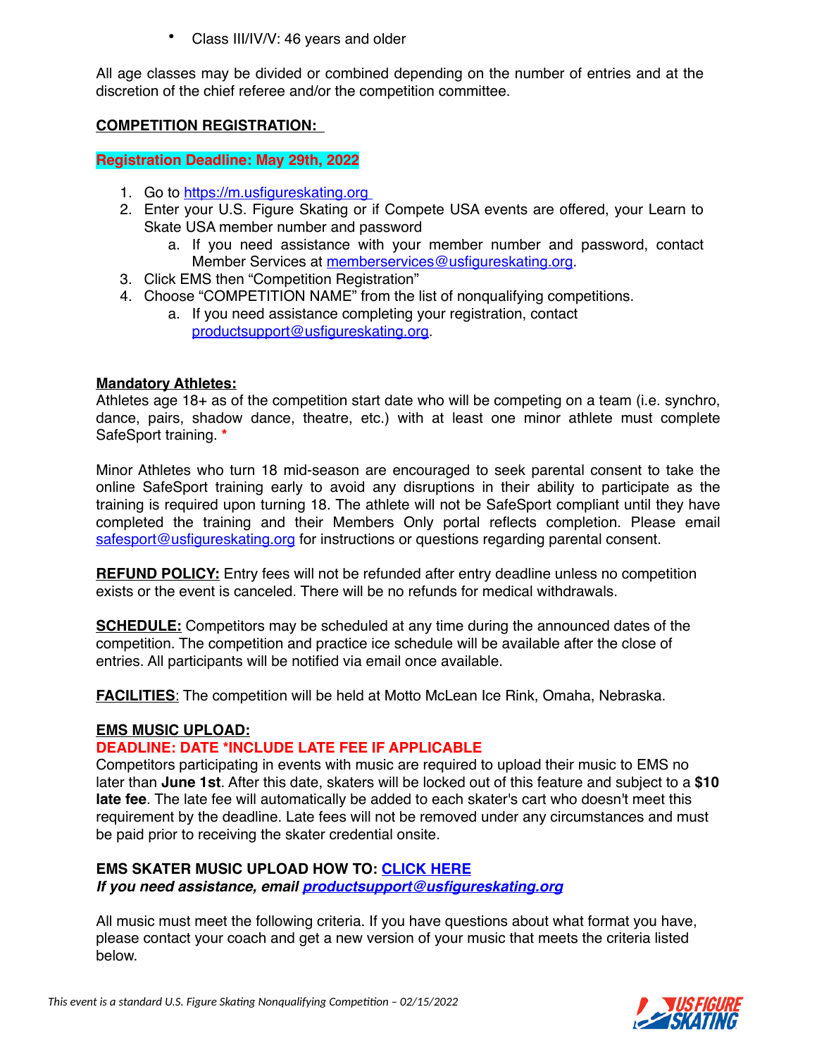- Class III/IV/V: 46 years and older

All age classes may be divided or combined depending on the number of entries and at the discretion of the chief referee and/or the competition committee.

**COMPETITION REGISTRATION:**

**Registration Deadline: May 29th, 2022**

1. Go to [https://m.usfigureskating.org](https://m.usfigureskating.org)
2. Enter your U.S. Figure Skating or if Compete USA events are offered, your Learn to Skate USA member number and password
   a. If you need assistance with your member number and password, contact Member Services at [memberservices@usfigureskating.org](mailto:memberservices@usfigureskating.org).
3. Click EMS then "Competition Registration"
4. Choose "COMPETITION NAME" from the list of nonqualifying competitions.
   a. If you need assistance completing your registration, contact [productsupport@usfigureskating.org](mailto:productsupport@usfigureskating.org).

**Mandatory Athletes:**
Athletes age 18+ as of the competition start date who will be competing on a team (i.e. synchro, dance, pairs, shadow dance, theatre, etc.) with at least one minor athlete must complete SafeSport training. *

Minor Athletes who turn 18 mid-season are encouraged to seek parental consent to take the online SafeSport training early to avoid any disruptions in their ability to participate as the training is required upon turning 18. The athlete will not be SafeSport compliant until they have completed the training and their Members Only portal reflects completion. Please email [safesport@usfigureskating.org](mailto:safesport@usfigureskating.org) for instructions or questions regarding parental consent.

**REFUND POLICY:** Entry fees will not be refunded after entry deadline unless no competition exists or the event is canceled. There will be no refunds for medical withdrawals.

**SCHEDULE:** Competitors may be scheduled at any time during the announced dates of the competition. The competition and practice ice schedule will be available after the close of entries. All participants will be notified via email once available.

**FACILITIES**: The competition will be held at Motto McLean Ice Rink, Omaha, Nebraska.

**EMS MUSIC UPLOAD:**
**DEADLINE: DATE *INCLUDE LATE FEE IF APPLICABLE**
Competitors participating in events with music are required to upload their music to EMS no later than **June 1st**. After this date, skaters will be locked out of this feature and subject to a **$10 late fee**. The late fee will automatically be added to each skater's cart who doesn't meet this requirement by the deadline. Late fees will not be removed under any circumstances and must be paid prior to receiving the skater credential onsite.

**EMS SKATER MUSIC UPLOAD HOW TO: CLICK HERE**
***If you need assistance, email [productsupport@usfigureskating.org](mailto:productsupport@usfigureskating.org)***

All music must meet the following criteria. If you have questions about what format you have, please contact your coach and get a new version of your music that meets the criteria listed below.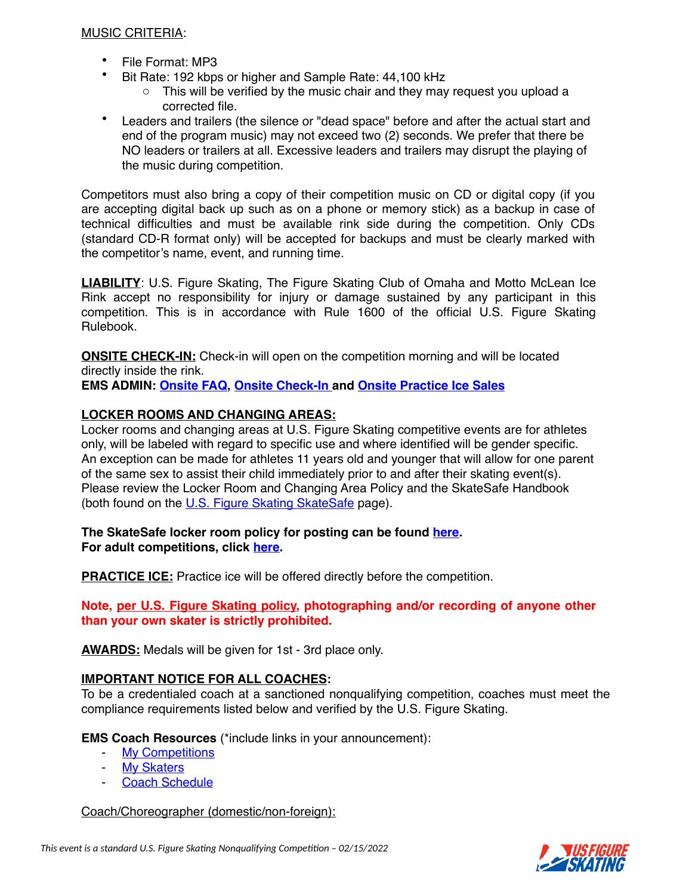MUSIC CRITERIA:

- File Format: MP3
- Bit Rate: 192 kbps or higher and Sample Rate: 44,100 kHz
    - This will be verified by the music chair and they may request you upload a corrected file.
- Leaders and trailers (the silence or "dead space" before and after the actual start and end of the program music) may not exceed two (2) seconds. We prefer that there be NO leaders or trailers at all. Excessive leaders and trailers may disrupt the playing of the music during competition.

Competitors must also bring a copy of their competition music on CD or digital copy (if you are accepting digital back up such as on a phone or memory stick) as a backup in case of technical difficulties and must be available rink side during the competition. Only CDs (standard CD-R format only) will be accepted for backups and must be clearly marked with the competitor's name, event, and running time.

**LIABILITY**: U.S. Figure Skating, The Figure Skating Club of Omaha and Motto McLean Ice Rink accept no responsibility for injury or damage sustained by any participant in this competition. This is in accordance with Rule 1600 of the official U.S. Figure Skating Rulebook.

**ONSITE CHECK-IN:** Check-in will open on the competition morning and will be located directly inside the rink.
**EMS ADMIN: Onsite FAQ, Onsite Check-In and Onsite Practice Ice Sales**

**LOCKER ROOMS AND CHANGING AREAS:**
Locker rooms and changing areas at U.S. Figure Skating competitive events are for athletes only, will be labeled with regard to specific use and where identified will be gender specific. An exception can be made for athletes 11 years old and younger that will allow for one parent of the same sex to assist their child immediately prior to and after their skating event(s). Please review the Locker Room and Changing Area Policy and the SkateSafe Handbook (both found on the U.S. Figure Skating SkateSafe page).

**The SkateSafe locker room policy for posting can be found here.**
**For adult competitions, click here.**

**PRACTICE ICE:** Practice ice will be offered directly before the competition.

**Note, per U.S. Figure Skating policy, photographing and/or recording of anyone other than your own skater is strictly prohibited.**

**AWARDS:** Medals will be given for 1st - 3rd place only.

**IMPORTANT NOTICE FOR ALL COACHES:**
To be a credentialed coach at a sanctioned nonqualifying competition, coaches must meet the compliance requirements listed below and verified by the U.S. Figure Skating.

**EMS Coach Resources** (*include links in your announcement):
- My Competitions
- My Skaters
- Coach Schedule

Coach/Choreographer (domestic/non-foreign):

*This event is a standard U.S. Figure Skating Nonqualifying Competition – 02/15/2022*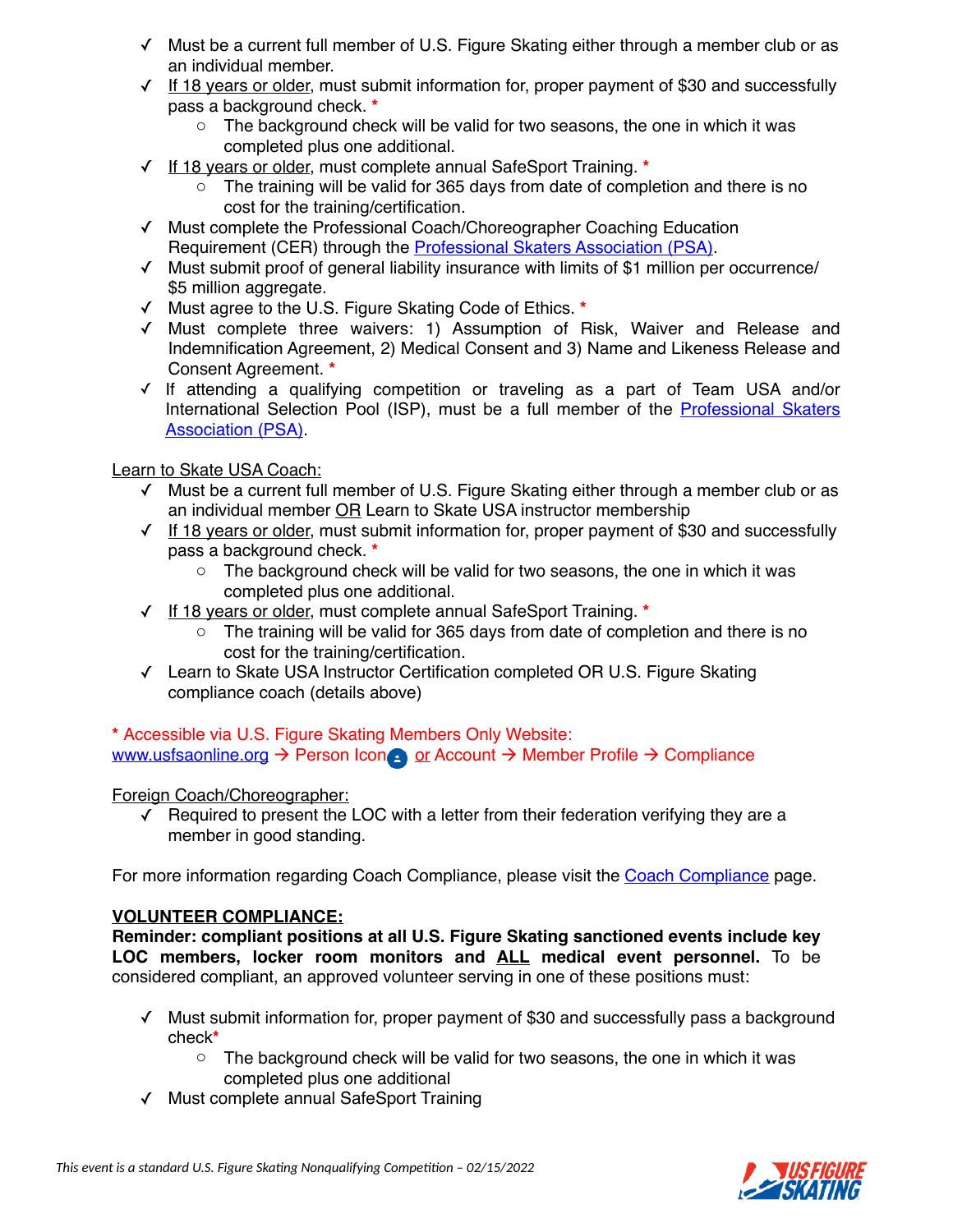- ✓ Must be a current full member of U.S. Figure Skating either through a member club or as an individual member.
- ✓ If 18 years or older, must submit information for, proper payment of $30 and successfully pass a background check. *
  - The background check will be valid for two seasons, the one in which it was completed plus one additional.
- ✓ If 18 years or older, must complete annual SafeSport Training. *
  - The training will be valid for 365 days from date of completion and there is no cost for the training/certification.
- ✓ Must complete the Professional Coach/Choreographer Coaching Education Requirement (CER) through the Professional Skaters Association (PSA).
- ✓ Must submit proof of general liability insurance with limits of $1 million per occurrence/ $5 million aggregate.
- ✓ Must agree to the U.S. Figure Skating Code of Ethics. *
- ✓ Must complete three waivers: 1) Assumption of Risk, Waiver and Release and Indemnification Agreement, 2) Medical Consent and 3) Name and Likeness Release and Consent Agreement. *
- ✓ If attending a qualifying competition or traveling as a part of Team USA and/or International Selection Pool (ISP), must be a full member of the Professional Skaters Association (PSA).

Learn to Skate USA Coach:

- ✓ Must be a current full member of U.S. Figure Skating either through a member club or as an individual member OR Learn to Skate USA instructor membership
- ✓ If 18 years or older, must submit information for, proper payment of $30 and successfully pass a background check. *
  - The background check will be valid for two seasons, the one in which it was completed plus one additional.
- ✓ If 18 years or older, must complete annual SafeSport Training. *
  - The training will be valid for 365 days from date of completion and there is no cost for the training/certification.
- ✓ Learn to Skate USA Instructor Certification completed OR U.S. Figure Skating compliance coach (details above)

\* Accessible via U.S. Figure Skating Members Only Website:
www.usfsaonline.org → Person Icon or Account → Member Profile → Compliance

Foreign Coach/Choreographer:

- ✓ Required to present the LOC with a letter from their federation verifying they are a member in good standing.

For more information regarding Coach Compliance, please visit the Coach Compliance page.

**VOLUNTEER COMPLIANCE:**

**Reminder: compliant positions at all U.S. Figure Skating sanctioned events include key LOC members, locker room monitors and ALL medical event personnel.** To be considered compliant, an approved volunteer serving in one of these positions must:

- ✓ Must submit information for, proper payment of $30 and successfully pass a background check*
  - The background check will be valid for two seasons, the one in which it was completed plus one additional
- ✓ Must complete annual SafeSport Training

*This event is a standard U.S. Figure Skating Nonqualifying Competition – 02/15/2022*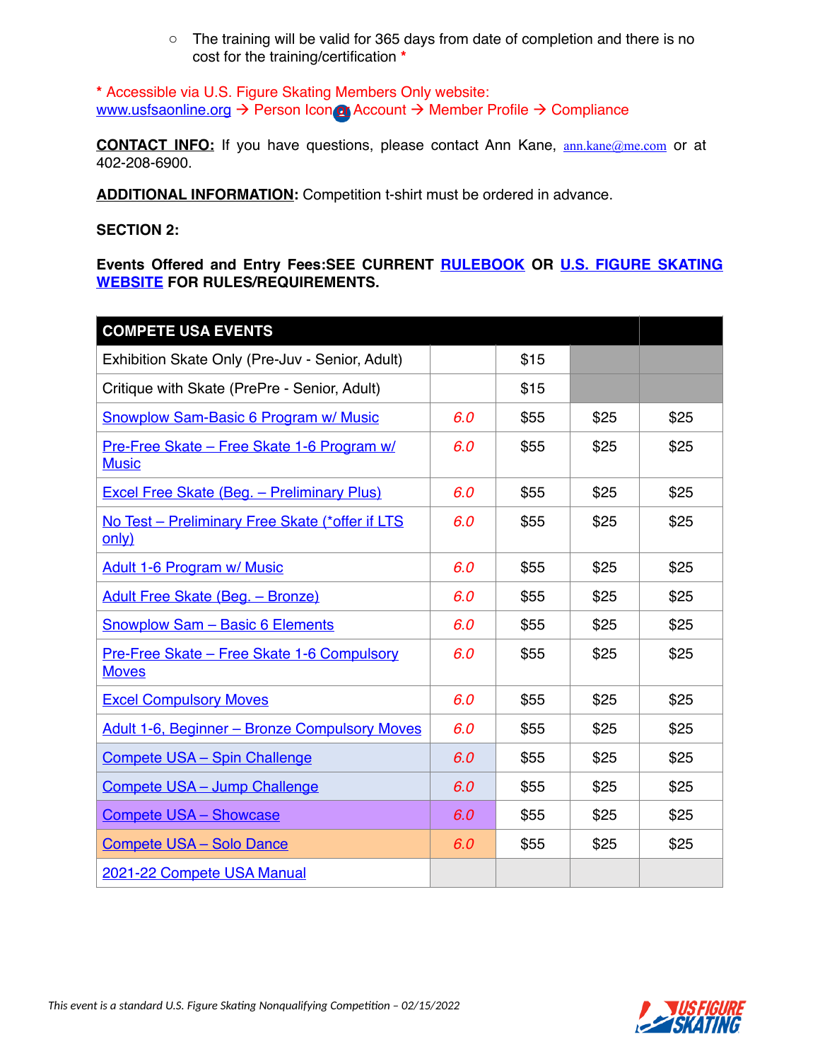- The training will be valid for 365 days from date of completion and there is no cost for the training/certification *

* Accessible via U.S. Figure Skating Members Only website:
www.usfsaonline.org → Person Icon or Account → Member Profile → Compliance

**CONTACT INFO:** If you have questions, please contact Ann Kane, ann.kane@me.com or at 402-208-6900.

**ADDITIONAL INFORMATION:** Competition t-shirt must be ordered in advance.

**SECTION 2:**

**Events Offered and Entry Fees:SEE CURRENT RULEBOOK OR U.S. FIGURE SKATING WEBSITE FOR RULES/REQUIREMENTS.**

| COMPETE USA EVENTS | | | | |
|---|---|---|---|---|
| Exhibition Skate Only (Pre-Juv - Senior, Adult) | | $15 | | |
| Critique with Skate (PrePre - Senior, Adult) | | $15 | | |
| Snowplow Sam-Basic 6 Program w/ Music | *6.0* | $55 | $25 | $25 |
| Pre-Free Skate – Free Skate 1-6 Program w/ Music | *6.0* | $55 | $25 | $25 |
| Excel Free Skate (Beg. – Preliminary Plus) | *6.0* | $55 | $25 | $25 |
| No Test – Preliminary Free Skate (*offer if LTS only) | *6.0* | $55 | $25 | $25 |
| Adult 1-6 Program w/ Music | *6.0* | $55 | $25 | $25 |
| Adult Free Skate (Beg. – Bronze) | *6.0* | $55 | $25 | $25 |
| Snowplow Sam – Basic 6 Elements | *6.0* | $55 | $25 | $25 |
| Pre-Free Skate – Free Skate 1-6 Compulsory Moves | *6.0* | $55 | $25 | $25 |
| Excel Compulsory Moves | *6.0* | $55 | $25 | $25 |
| Adult 1-6, Beginner – Bronze Compulsory Moves | *6.0* | $55 | $25 | $25 |
| Compete USA – Spin Challenge | *6.0* | $55 | $25 | $25 |
| Compete USA – Jump Challenge | *6.0* | $55 | $25 | $25 |
| Compete USA – Showcase | *6.0* | $55 | $25 | $25 |
| Compete USA – Solo Dance | *6.0* | $55 | $25 | $25 |
| 2021-22 Compete USA Manual | | | | |

*This event is a standard U.S. Figure Skating Nonqualifying Competition – 02/15/2022*